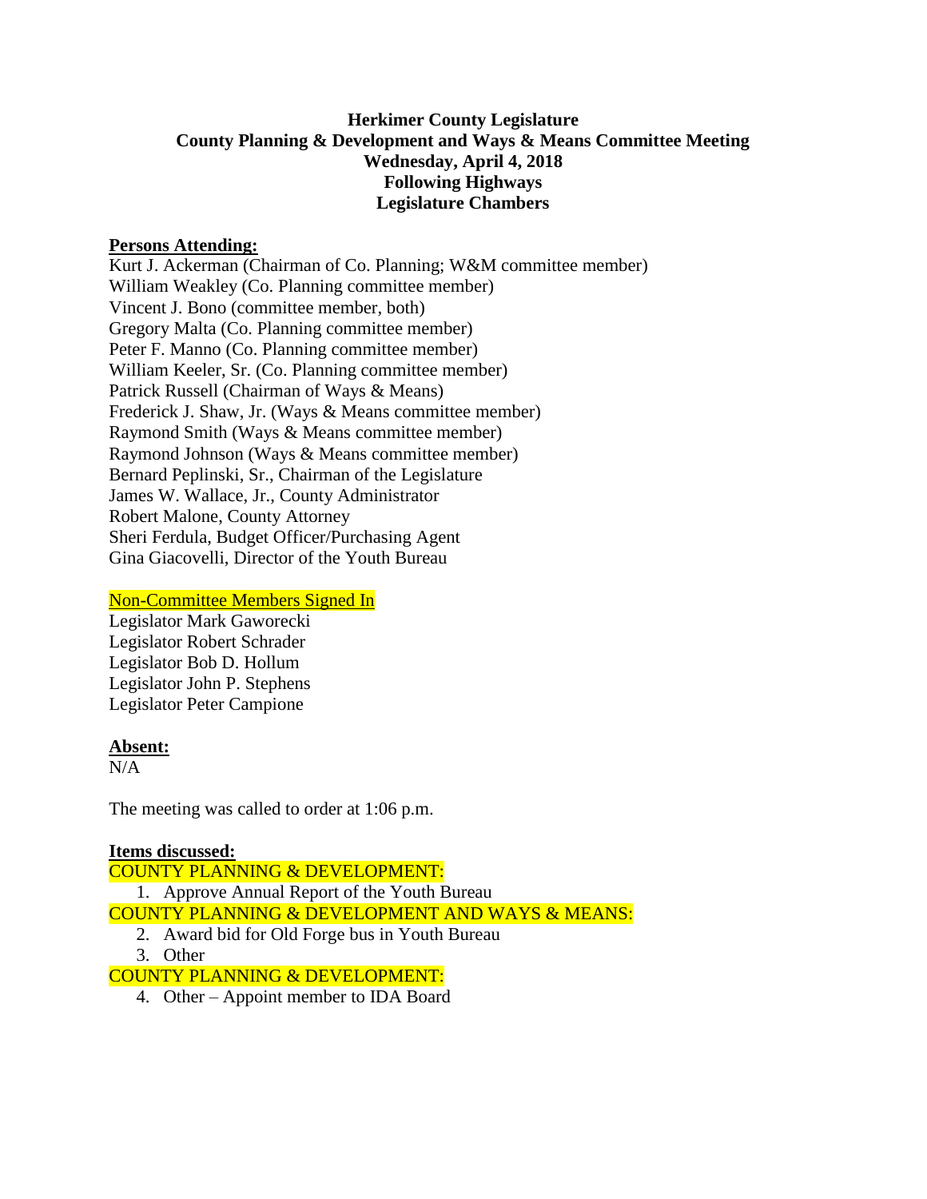**Herkimer County Legislature**
**County Planning & Development and Ways & Means Committee Meeting**
**Wednesday, April 4, 2018**
**Following Highways**
**Legislature Chambers**

**Persons Attending:**

Kurt J. Ackerman (Chairman of Co. Planning; W&M committee member)
William Weakley (Co. Planning committee member)
Vincent J. Bono (committee member, both)
Gregory Malta (Co. Planning committee member)
Peter F. Manno (Co. Planning committee member)
William Keeler, Sr. (Co. Planning committee member)
Patrick Russell (Chairman of Ways & Means)
Frederick J. Shaw, Jr. (Ways & Means committee member)
Raymond Smith (Ways & Means committee member)
Raymond Johnson (Ways & Means committee member)
Bernard Peplinski, Sr., Chairman of the Legislature
James W. Wallace, Jr., County Administrator
Robert Malone, County Attorney
Sheri Ferdula, Budget Officer/Purchasing Agent
Gina Giacovelli, Director of the Youth Bureau

Non-Committee Members Signed In

Legislator Mark Gaworecki
Legislator Robert Schrader
Legislator Bob D. Hollum
Legislator John P. Stephens
Legislator Peter Campione

**Absent:**

N/A

The meeting was called to order at 1:06 p.m.

**Items discussed:**

COUNTY PLANNING & DEVELOPMENT:

1. Approve Annual Report of the Youth Bureau

COUNTY PLANNING & DEVELOPMENT AND WAYS & MEANS:

2. Award bid for Old Forge bus in Youth Bureau
3. Other

COUNTY PLANNING & DEVELOPMENT:

4. Other – Appoint member to IDA Board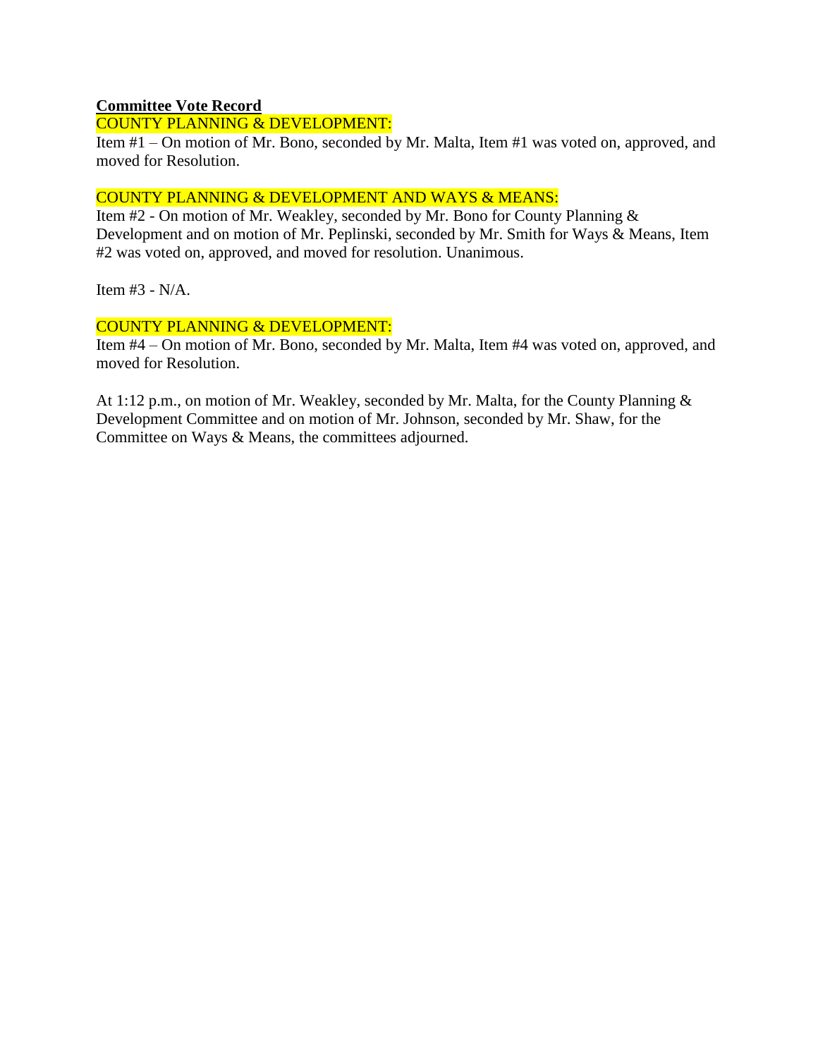**Committee Vote Record**

COUNTY PLANNING & DEVELOPMENT:

Item #1 – On motion of Mr. Bono, seconded by Mr. Malta, Item #1 was voted on, approved, and moved for Resolution.

COUNTY PLANNING & DEVELOPMENT AND WAYS & MEANS:

Item #2 - On motion of Mr. Weakley, seconded by Mr. Bono for County Planning & Development and on motion of Mr. Peplinski, seconded by Mr. Smith for Ways & Means, Item #2 was voted on, approved, and moved for resolution. Unanimous.

Item #3 - N/A.

COUNTY PLANNING & DEVELOPMENT:

Item #4 – On motion of Mr. Bono, seconded by Mr. Malta, Item #4 was voted on, approved, and moved for Resolution.

At 1:12 p.m., on motion of Mr. Weakley, seconded by Mr. Malta, for the County Planning & Development Committee and on motion of Mr. Johnson, seconded by Mr. Shaw, for the Committee on Ways & Means, the committees adjourned.